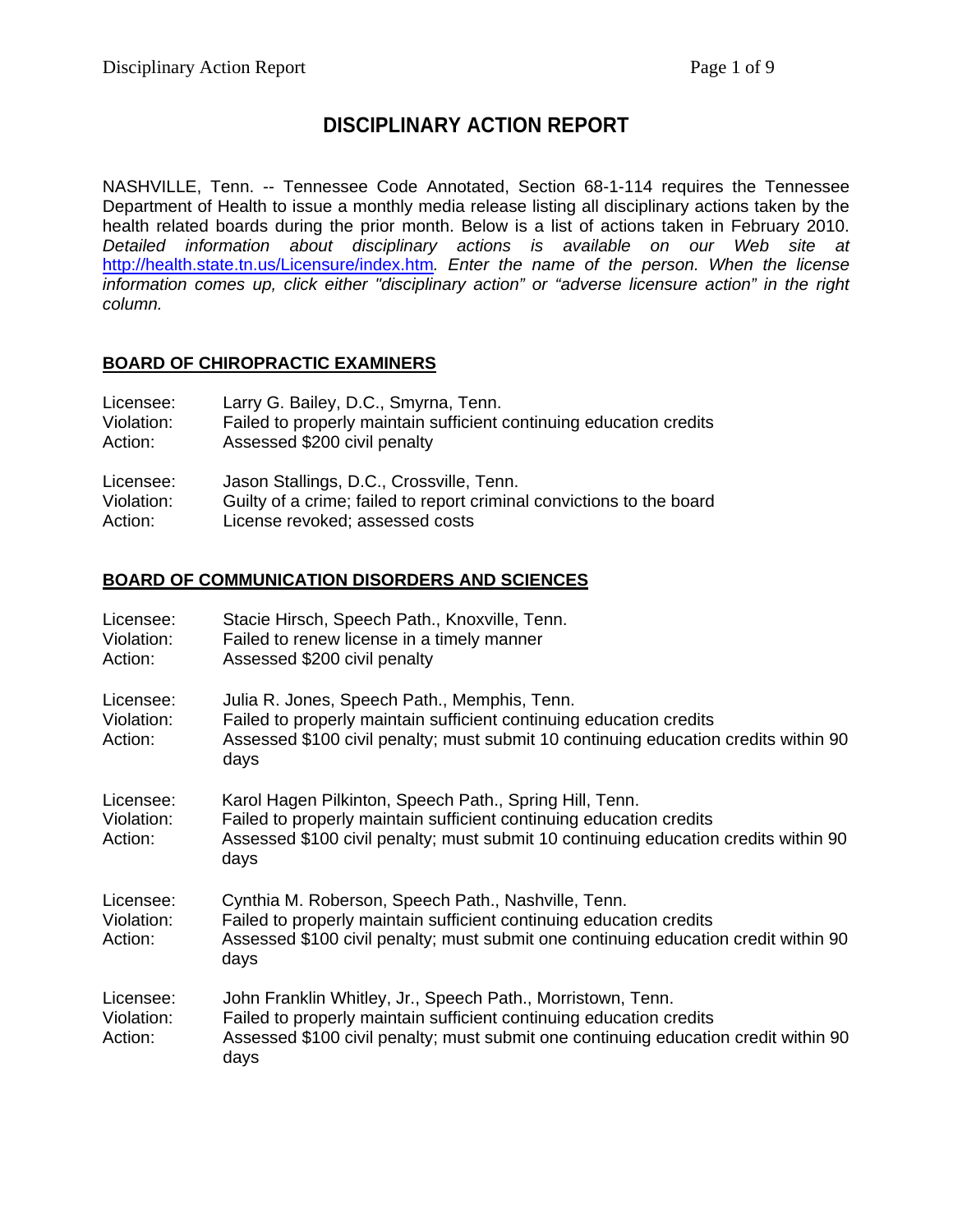# DISCIPLINARY ACTION REPORT

NASHVILLE, Tenn. -- Tennessee Code Annotated, Section 68-1-114 requires the Tennessee Department of Health to issue a monthly media release listing all disciplinary actions taken by the health related boards during the prior month. Below is a list of actions taken in February 2010. *Detailed information about disciplinary actions is available on our Web site at* http://health.state.tn.us/Licensure/index.htm. *Enter the name of the person. When the license information comes up, click either "disciplinary action" or "adverse licensure action" in the right column.*

## BOARD OF CHIROPRACTIC EXAMINERS

Licensee: Larry G. Bailey, D.C., Smyrna, Tenn.
Violation: Failed to properly maintain sufficient continuing education credits
Action: Assessed $200 civil penalty

Licensee: Jason Stallings, D.C., Crossville, Tenn.
Violation: Guilty of a crime; failed to report criminal convictions to the board
Action: License revoked; assessed costs

## BOARD OF COMMUNICATION DISORDERS AND SCIENCES

Licensee: Stacie Hirsch, Speech Path., Knoxville, Tenn.
Violation: Failed to renew license in a timely manner
Action: Assessed $200 civil penalty

Licensee: Julia R. Jones, Speech Path., Memphis, Tenn.
Violation: Failed to properly maintain sufficient continuing education credits
Action: Assessed $100 civil penalty; must submit 10 continuing education credits within 90 days

Licensee: Karol Hagen Pilkinton, Speech Path., Spring Hill, Tenn.
Violation: Failed to properly maintain sufficient continuing education credits
Action: Assessed $100 civil penalty; must submit 10 continuing education credits within 90 days

Licensee: Cynthia M. Roberson, Speech Path., Nashville, Tenn.
Violation: Failed to properly maintain sufficient continuing education credits
Action: Assessed $100 civil penalty; must submit one continuing education credit within 90 days

Licensee: John Franklin Whitley, Jr., Speech Path., Morristown, Tenn.
Violation: Failed to properly maintain sufficient continuing education credits
Action: Assessed $100 civil penalty; must submit one continuing education credit within 90 days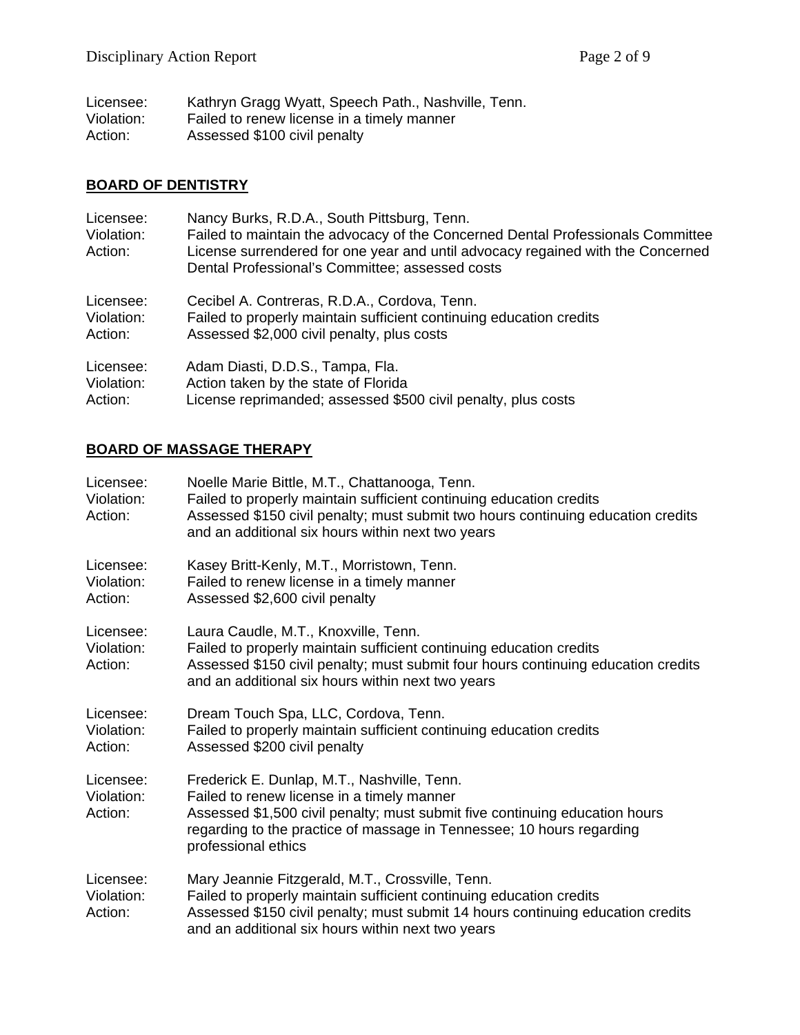Licensee: Kathryn Gragg Wyatt, Speech Path., Nashville, Tenn.
Violation: Failed to renew license in a timely manner
Action: Assessed $100 civil penalty

## BOARD OF DENTISTRY

Licensee: Nancy Burks, R.D.A., South Pittsburg, Tenn.
Violation: Failed to maintain the advocacy of the Concerned Dental Professionals Committee
Action: License surrendered for one year and until advocacy regained with the Concerned Dental Professional's Committee; assessed costs

Licensee: Cecibel A. Contreras, R.D.A., Cordova, Tenn.
Violation: Failed to properly maintain sufficient continuing education credits
Action: Assessed $2,000 civil penalty, plus costs

Licensee: Adam Diasti, D.D.S., Tampa, Fla.
Violation: Action taken by the state of Florida
Action: License reprimanded; assessed $500 civil penalty, plus costs

## BOARD OF MASSAGE THERAPY

Licensee: Noelle Marie Bittle, M.T., Chattanooga, Tenn.
Violation: Failed to properly maintain sufficient continuing education credits
Action: Assessed $150 civil penalty; must submit two hours continuing education credits and an additional six hours within next two years

Licensee: Kasey Britt-Kenly, M.T., Morristown, Tenn.
Violation: Failed to renew license in a timely manner
Action: Assessed $2,600 civil penalty

Licensee: Laura Caudle, M.T., Knoxville, Tenn.
Violation: Failed to properly maintain sufficient continuing education credits
Action: Assessed $150 civil penalty; must submit four hours continuing education credits and an additional six hours within next two years

Licensee: Dream Touch Spa, LLC, Cordova, Tenn.
Violation: Failed to properly maintain sufficient continuing education credits
Action: Assessed $200 civil penalty

Licensee: Frederick E. Dunlap, M.T., Nashville, Tenn.
Violation: Failed to renew license in a timely manner
Action: Assessed $1,500 civil penalty; must submit five continuing education hours regarding to the practice of massage in Tennessee; 10 hours regarding professional ethics

Licensee: Mary Jeannie Fitzgerald, M.T., Crossville, Tenn.
Violation: Failed to properly maintain sufficient continuing education credits
Action: Assessed $150 civil penalty; must submit 14 hours continuing education credits and an additional six hours within next two years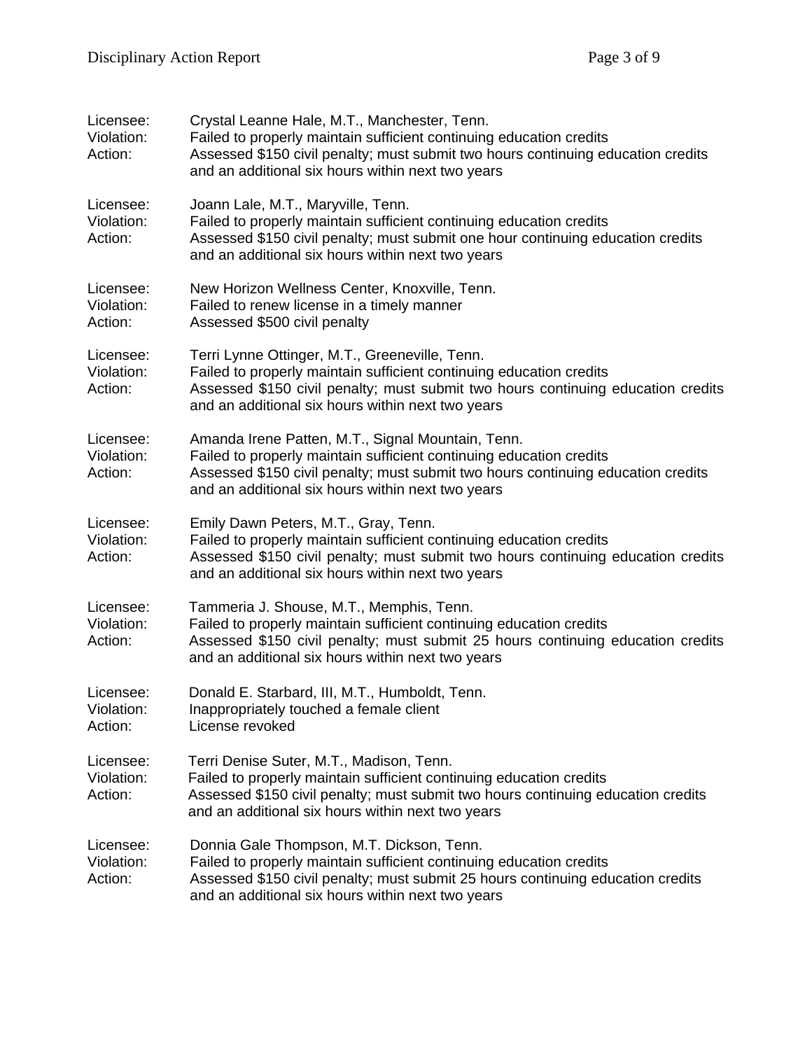Licensee: Crystal Leanne Hale, M.T., Manchester, Tenn.
Violation: Failed to properly maintain sufficient continuing education credits
Action: Assessed $150 civil penalty; must submit two hours continuing education credits and an additional six hours within next two years

Licensee: Joann Lale, M.T., Maryville, Tenn.
Violation: Failed to properly maintain sufficient continuing education credits
Action: Assessed $150 civil penalty; must submit one hour continuing education credits and an additional six hours within next two years

Licensee: New Horizon Wellness Center, Knoxville, Tenn.
Violation: Failed to renew license in a timely manner
Action: Assessed $500 civil penalty

Licensee: Terri Lynne Ottinger, M.T., Greeneville, Tenn.
Violation: Failed to properly maintain sufficient continuing education credits
Action: Assessed $150 civil penalty; must submit two hours continuing education credits and an additional six hours within next two years

Licensee: Amanda Irene Patten, M.T., Signal Mountain, Tenn.
Violation: Failed to properly maintain sufficient continuing education credits
Action: Assessed $150 civil penalty; must submit two hours continuing education credits and an additional six hours within next two years

Licensee: Emily Dawn Peters, M.T., Gray, Tenn.
Violation: Failed to properly maintain sufficient continuing education credits
Action: Assessed $150 civil penalty; must submit two hours continuing education credits and an additional six hours within next two years

Licensee: Tammeria J. Shouse, M.T., Memphis, Tenn.
Violation: Failed to properly maintain sufficient continuing education credits
Action: Assessed $150 civil penalty; must submit 25 hours continuing education credits and an additional six hours within next two years

Licensee: Donald E. Starbard, III, M.T., Humboldt, Tenn.
Violation: Inappropriately touched a female client
Action: License revoked

Licensee: Terri Denise Suter, M.T., Madison, Tenn.
Violation: Failed to properly maintain sufficient continuing education credits
Action: Assessed $150 civil penalty; must submit two hours continuing education credits and an additional six hours within next two years

Licensee: Donnia Gale Thompson, M.T. Dickson, Tenn.
Violation: Failed to properly maintain sufficient continuing education credits
Action: Assessed $150 civil penalty; must submit 25 hours continuing education credits and an additional six hours within next two years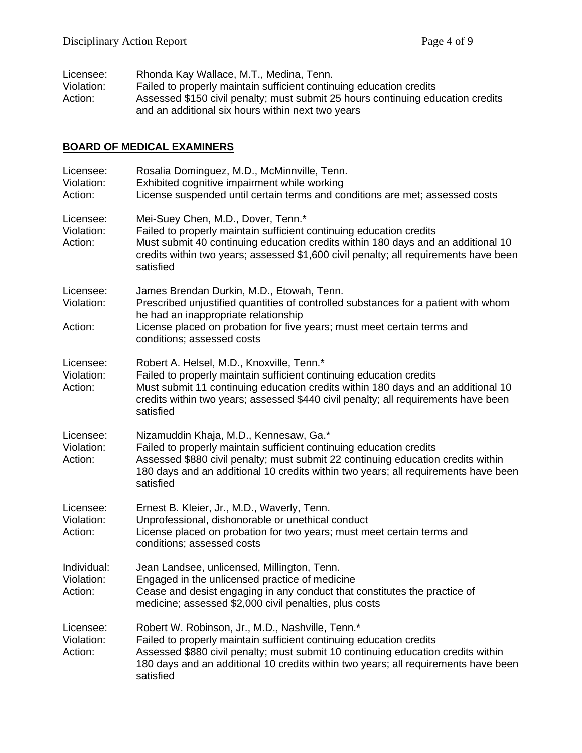Licensee: Rhonda Kay Wallace, M.T., Medina, Tenn.
Violation: Failed to properly maintain sufficient continuing education credits
Action: Assessed $150 civil penalty; must submit 25 hours continuing education credits and an additional six hours within next two years

## BOARD OF MEDICAL EXAMINERS

Licensee: Rosalia Dominguez, M.D., McMinnville, Tenn.
Violation: Exhibited cognitive impairment while working
Action: License suspended until certain terms and conditions are met; assessed costs

Licensee: Mei-Suey Chen, M.D., Dover, Tenn.*
Violation: Failed to properly maintain sufficient continuing education credits
Action: Must submit 40 continuing education credits within 180 days and an additional 10 credits within two years; assessed $1,600 civil penalty; all requirements have been satisfied

Licensee: James Brendan Durkin, M.D., Etowah, Tenn.
Violation: Prescribed unjustified quantities of controlled substances for a patient with whom he had an inappropriate relationship
Action: License placed on probation for five years; must meet certain terms and conditions; assessed costs

Licensee: Robert A. Helsel, M.D., Knoxville, Tenn.*
Violation: Failed to properly maintain sufficient continuing education credits
Action: Must submit 11 continuing education credits within 180 days and an additional 10 credits within two years; assessed $440 civil penalty; all requirements have been satisfied

Licensee: Nizamuddin Khaja, M.D., Kennesaw, Ga.*
Violation: Failed to properly maintain sufficient continuing education credits
Action: Assessed $880 civil penalty; must submit 22 continuing education credits within 180 days and an additional 10 credits within two years; all requirements have been satisfied

Licensee: Ernest B. Kleier, Jr., M.D., Waverly, Tenn.
Violation: Unprofessional, dishonorable or unethical conduct
Action: License placed on probation for two years; must meet certain terms and conditions; assessed costs

Individual: Jean Landsee, unlicensed, Millington, Tenn.
Violation: Engaged in the unlicensed practice of medicine
Action: Cease and desist engaging in any conduct that constitutes the practice of medicine; assessed $2,000 civil penalties, plus costs

Licensee: Robert W. Robinson, Jr., M.D., Nashville, Tenn.*
Violation: Failed to properly maintain sufficient continuing education credits
Action: Assessed $880 civil penalty; must submit 10 continuing education credits within 180 days and an additional 10 credits within two years; all requirements have been satisfied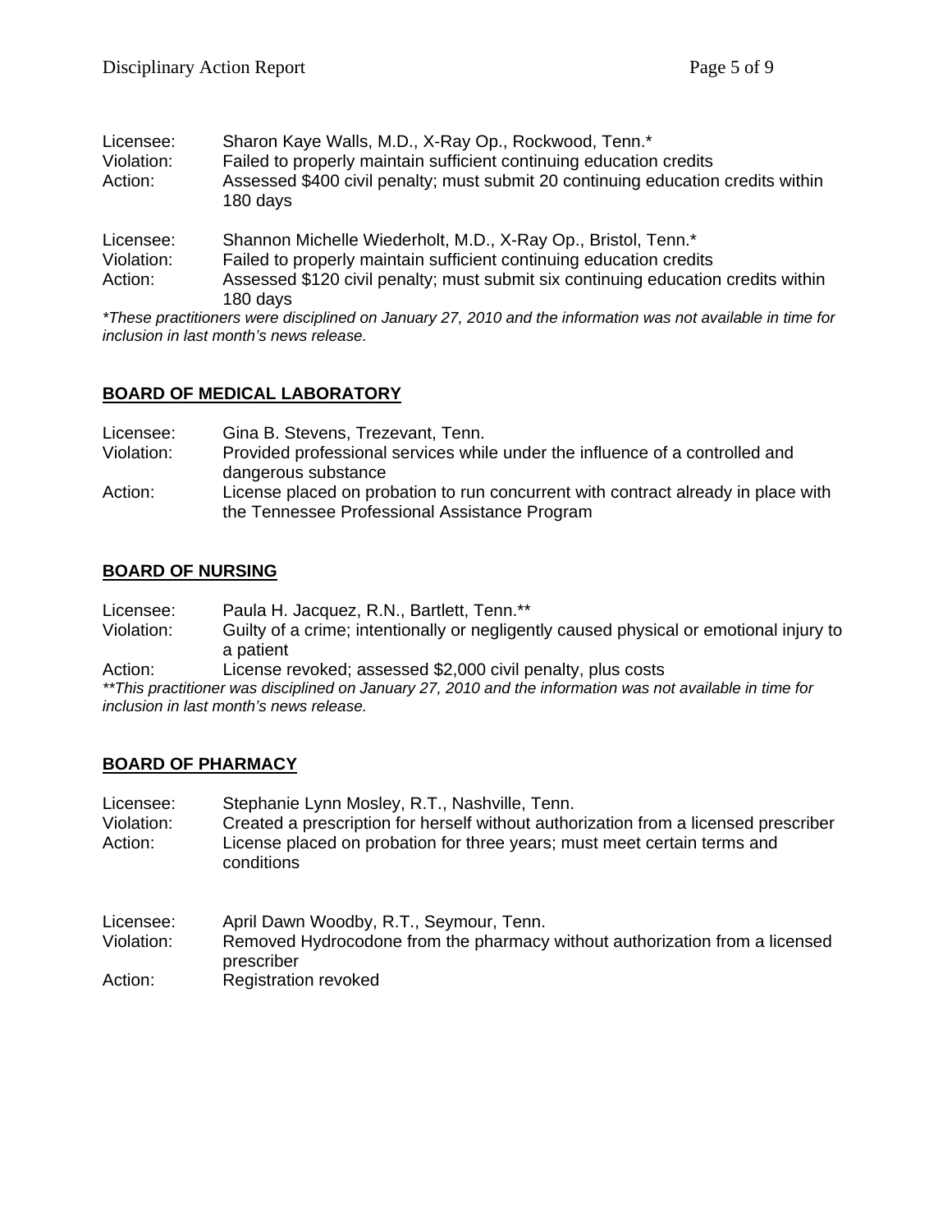Licensee: Sharon Kaye Walls, M.D., X-Ray Op., Rockwood, Tenn.*
Violation: Failed to properly maintain sufficient continuing education credits
Action: Assessed $400 civil penalty; must submit 20 continuing education credits within 180 days

Licensee: Shannon Michelle Wiederholt, M.D., X-Ray Op., Bristol, Tenn.*
Violation: Failed to properly maintain sufficient continuing education credits
Action: Assessed $120 civil penalty; must submit six continuing education credits within 180 days

*These practitioners were disciplined on January 27, 2010 and the information was not available in time for inclusion in last month's news release.*

## BOARD OF MEDICAL LABORATORY

Licensee: Gina B. Stevens, Trezevant, Tenn.
Violation: Provided professional services while under the influence of a controlled and dangerous substance
Action: License placed on probation to run concurrent with contract already in place with the Tennessee Professional Assistance Program

## BOARD OF NURSING

Licensee: Paula H. Jacquez, R.N., Bartlett, Tenn.**
Violation: Guilty of a crime; intentionally or negligently caused physical or emotional injury to a patient
Action: License revoked; assessed $2,000 civil penalty, plus costs

*\*\*This practitioner was disciplined on January 27, 2010 and the information was not available in time for inclusion in last month's news release.*

## BOARD OF PHARMACY

Licensee: Stephanie Lynn Mosley, R.T., Nashville, Tenn.
Violation: Created a prescription for herself without authorization from a licensed prescriber
Action: License placed on probation for three years; must meet certain terms and conditions

Licensee: April Dawn Woodby, R.T., Seymour, Tenn.
Violation: Removed Hydrocodone from the pharmacy without authorization from a licensed prescriber
Action: Registration revoked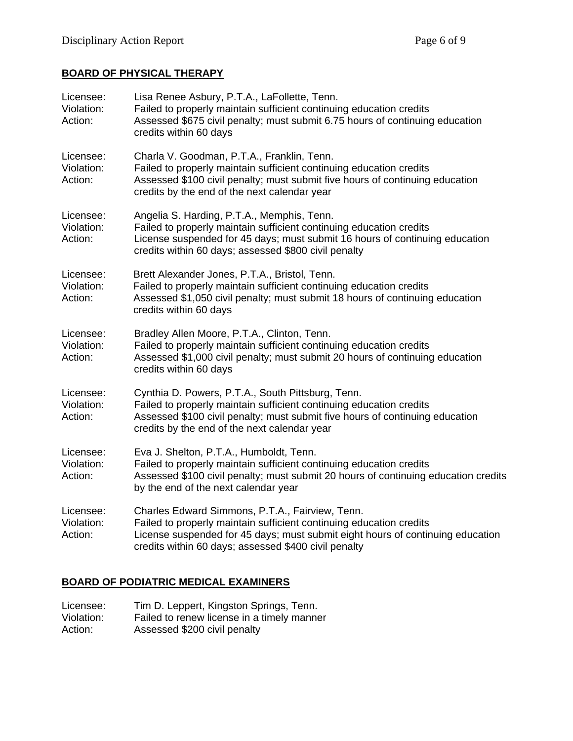## BOARD OF PHYSICAL THERAPY

Licensee: Lisa Renee Asbury, P.T.A., LaFollette, Tenn.
Violation: Failed to properly maintain sufficient continuing education credits
Action: Assessed $675 civil penalty; must submit 6.75 hours of continuing education credits within 60 days

Licensee: Charla V. Goodman, P.T.A., Franklin, Tenn.
Violation: Failed to properly maintain sufficient continuing education credits
Action: Assessed $100 civil penalty; must submit five hours of continuing education credits by the end of the next calendar year

Licensee: Angelia S. Harding, P.T.A., Memphis, Tenn.
Violation: Failed to properly maintain sufficient continuing education credits
Action: License suspended for 45 days; must submit 16 hours of continuing education credits within 60 days; assessed $800 civil penalty

Licensee: Brett Alexander Jones, P.T.A., Bristol, Tenn.
Violation: Failed to properly maintain sufficient continuing education credits
Action: Assessed $1,050 civil penalty; must submit 18 hours of continuing education credits within 60 days

Licensee: Bradley Allen Moore, P.T.A., Clinton, Tenn.
Violation: Failed to properly maintain sufficient continuing education credits
Action: Assessed $1,000 civil penalty; must submit 20 hours of continuing education credits within 60 days

Licensee: Cynthia D. Powers, P.T.A., South Pittsburg, Tenn.
Violation: Failed to properly maintain sufficient continuing education credits
Action: Assessed $100 civil penalty; must submit five hours of continuing education credits by the end of the next calendar year

Licensee: Eva J. Shelton, P.T.A., Humboldt, Tenn.
Violation: Failed to properly maintain sufficient continuing education credits
Action: Assessed $100 civil penalty; must submit 20 hours of continuing education credits by the end of the next calendar year

Licensee: Charles Edward Simmons, P.T.A., Fairview, Tenn.
Violation: Failed to properly maintain sufficient continuing education credits
Action: License suspended for 45 days; must submit eight hours of continuing education credits within 60 days; assessed $400 civil penalty

## BOARD OF PODIATRIC MEDICAL EXAMINERS

Licensee: Tim D. Leppert, Kingston Springs, Tenn.
Violation: Failed to renew license in a timely manner
Action: Assessed $200 civil penalty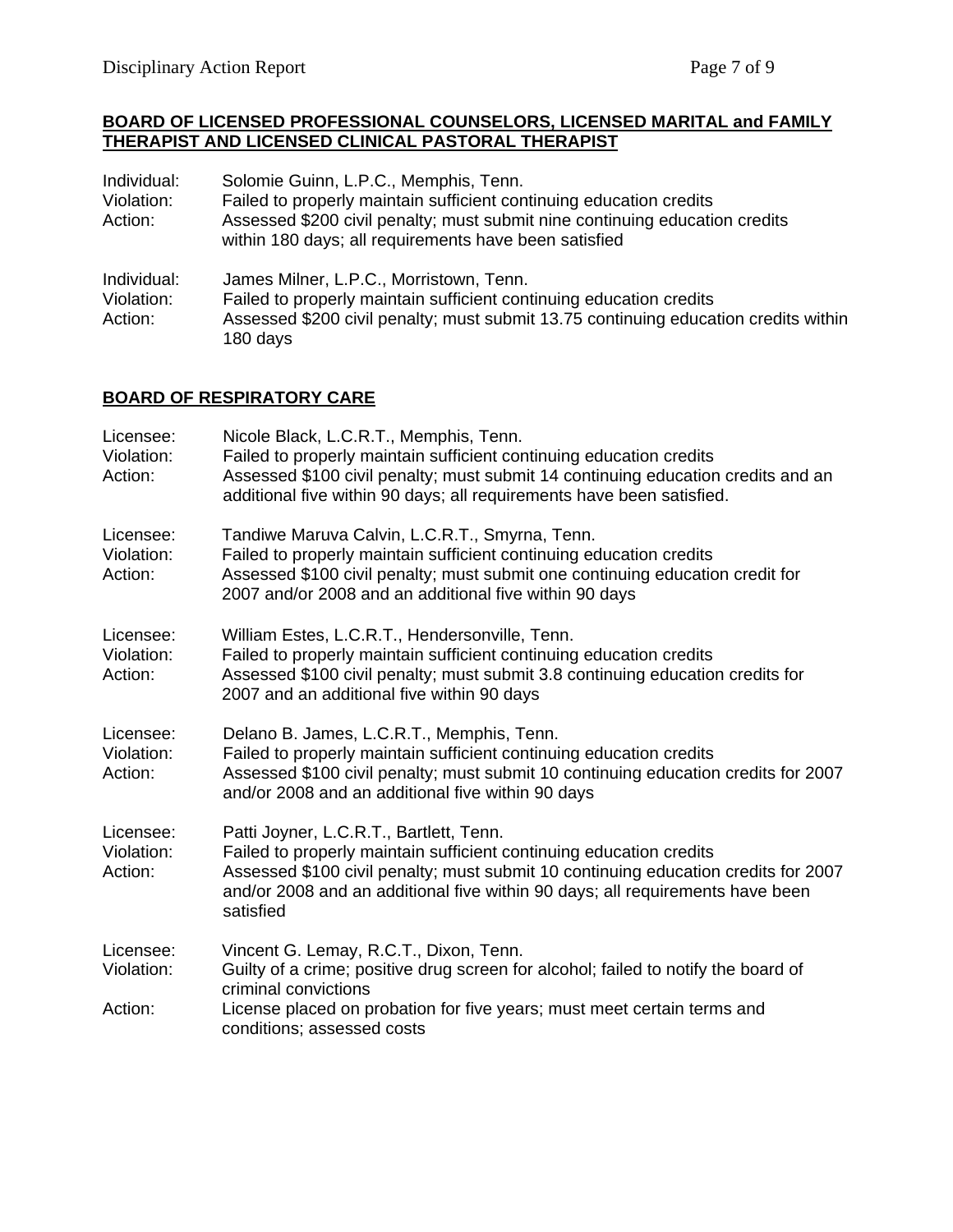## BOARD OF LICENSED PROFESSIONAL COUNSELORS, LICENSED MARITAL and FAMILY THERAPIST AND LICENSED CLINICAL PASTORAL THERAPIST

Individual: Solomie Guinn, L.P.C., Memphis, Tenn.
Violation: Failed to properly maintain sufficient continuing education credits
Action: Assessed $200 civil penalty; must submit nine continuing education credits within 180 days; all requirements have been satisfied

Individual: James Milner, L.P.C., Morristown, Tenn.
Violation: Failed to properly maintain sufficient continuing education credits
Action: Assessed $200 civil penalty; must submit 13.75 continuing education credits within 180 days

## BOARD OF RESPIRATORY CARE

Licensee: Nicole Black, L.C.R.T., Memphis, Tenn.
Violation: Failed to properly maintain sufficient continuing education credits
Action: Assessed $100 civil penalty; must submit 14 continuing education credits and an additional five within 90 days; all requirements have been satisfied.

Licensee: Tandiwe Maruva Calvin, L.C.R.T., Smyrna, Tenn.
Violation: Failed to properly maintain sufficient continuing education credits
Action: Assessed $100 civil penalty; must submit one continuing education credit for 2007 and/or 2008 and an additional five within 90 days

Licensee: William Estes, L.C.R.T., Hendersonville, Tenn.
Violation: Failed to properly maintain sufficient continuing education credits
Action: Assessed $100 civil penalty; must submit 3.8 continuing education credits for 2007 and an additional five within 90 days

Licensee: Delano B. James, L.C.R.T., Memphis, Tenn.
Violation: Failed to properly maintain sufficient continuing education credits
Action: Assessed $100 civil penalty; must submit 10 continuing education credits for 2007 and/or 2008 and an additional five within 90 days

Licensee: Patti Joyner, L.C.R.T., Bartlett, Tenn.
Violation: Failed to properly maintain sufficient continuing education credits
Action: Assessed $100 civil penalty; must submit 10 continuing education credits for 2007 and/or 2008 and an additional five within 90 days; all requirements have been satisfied

Licensee: Vincent G. Lemay, R.C.T., Dixon, Tenn.
Violation: Guilty of a crime; positive drug screen for alcohol; failed to notify the board of criminal convictions
Action: License placed on probation for five years; must meet certain terms and conditions; assessed costs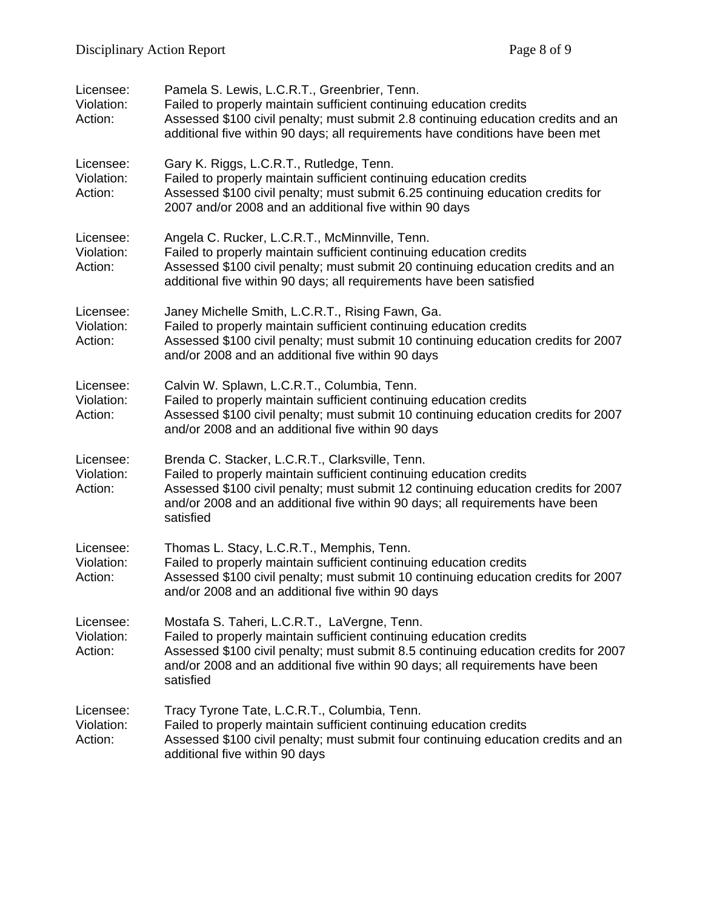Licensee: Pamela S. Lewis, L.C.R.T., Greenbrier, Tenn.
Violation: Failed to properly maintain sufficient continuing education credits
Action: Assessed $100 civil penalty; must submit 2.8 continuing education credits and an additional five within 90 days; all requirements have conditions have been met

Licensee: Gary K. Riggs, L.C.R.T., Rutledge, Tenn.
Violation: Failed to properly maintain sufficient continuing education credits
Action: Assessed $100 civil penalty; must submit 6.25 continuing education credits for 2007 and/or 2008 and an additional five within 90 days

Licensee: Angela C. Rucker, L.C.R.T., McMinnville, Tenn.
Violation: Failed to properly maintain sufficient continuing education credits
Action: Assessed $100 civil penalty; must submit 20 continuing education credits and an additional five within 90 days; all requirements have been satisfied

Licensee: Janey Michelle Smith, L.C.R.T., Rising Fawn, Ga.
Violation: Failed to properly maintain sufficient continuing education credits
Action: Assessed $100 civil penalty; must submit 10 continuing education credits for 2007 and/or 2008 and an additional five within 90 days

Licensee: Calvin W. Splawn, L.C.R.T., Columbia, Tenn.
Violation: Failed to properly maintain sufficient continuing education credits
Action: Assessed $100 civil penalty; must submit 10 continuing education credits for 2007 and/or 2008 and an additional five within 90 days

Licensee: Brenda C. Stacker, L.C.R.T., Clarksville, Tenn.
Violation: Failed to properly maintain sufficient continuing education credits
Action: Assessed $100 civil penalty; must submit 12 continuing education credits for 2007 and/or 2008 and an additional five within 90 days; all requirements have been satisfied

Licensee: Thomas L. Stacy, L.C.R.T., Memphis, Tenn.
Violation: Failed to properly maintain sufficient continuing education credits
Action: Assessed $100 civil penalty; must submit 10 continuing education credits for 2007 and/or 2008 and an additional five within 90 days

Licensee: Mostafa S. Taheri, L.C.R.T., LaVergne, Tenn.
Violation: Failed to properly maintain sufficient continuing education credits
Action: Assessed $100 civil penalty; must submit 8.5 continuing education credits for 2007 and/or 2008 and an additional five within 90 days; all requirements have been satisfied

Licensee: Tracy Tyrone Tate, L.C.R.T., Columbia, Tenn.
Violation: Failed to properly maintain sufficient continuing education credits
Action: Assessed $100 civil penalty; must submit four continuing education credits and an additional five within 90 days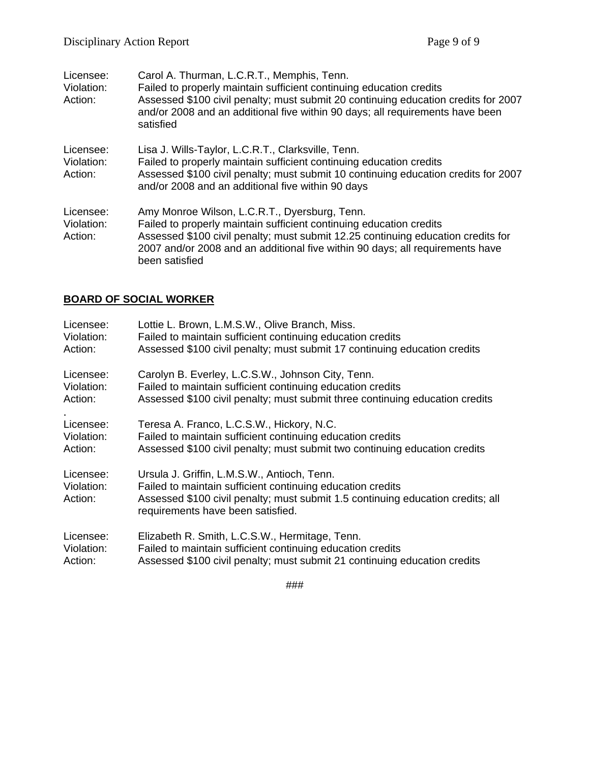Licensee: Carol A. Thurman, L.C.R.T., Memphis, Tenn.
Violation: Failed to properly maintain sufficient continuing education credits
Action: Assessed $100 civil penalty; must submit 20 continuing education credits for 2007 and/or 2008 and an additional five within 90 days; all requirements have been satisfied

Licensee: Lisa J. Wills-Taylor, L.C.R.T., Clarksville, Tenn.
Violation: Failed to properly maintain sufficient continuing education credits
Action: Assessed $100 civil penalty; must submit 10 continuing education credits for 2007 and/or 2008 and an additional five within 90 days

Licensee: Amy Monroe Wilson, L.C.R.T., Dyersburg, Tenn.
Violation: Failed to properly maintain sufficient continuing education credits
Action: Assessed $100 civil penalty; must submit 12.25 continuing education credits for 2007 and/or 2008 and an additional five within 90 days; all requirements have been satisfied

## **BOARD OF SOCIAL WORKER**

Licensee: Lottie L. Brown, L.M.S.W., Olive Branch, Miss.
Violation: Failed to maintain sufficient continuing education credits
Action: Assessed $100 civil penalty; must submit 17 continuing education credits

Licensee: Carolyn B. Everley, L.C.S.W., Johnson City, Tenn.
Violation: Failed to maintain sufficient continuing education credits
Action: Assessed $100 civil penalty; must submit three continuing education credits
.
Licensee: Teresa A. Franco, L.C.S.W., Hickory, N.C.
Violation: Failed to maintain sufficient continuing education credits
Action: Assessed $100 civil penalty; must submit two continuing education credits

Licensee: Ursula J. Griffin, L.M.S.W., Antioch, Tenn.
Violation: Failed to maintain sufficient continuing education credits
Action: Assessed $100 civil penalty; must submit 1.5 continuing education credits; all requirements have been satisfied.

Licensee: Elizabeth R. Smith, L.C.S.W., Hermitage, Tenn.
Violation: Failed to maintain sufficient continuing education credits
Action: Assessed $100 civil penalty; must submit 21 continuing education credits

###